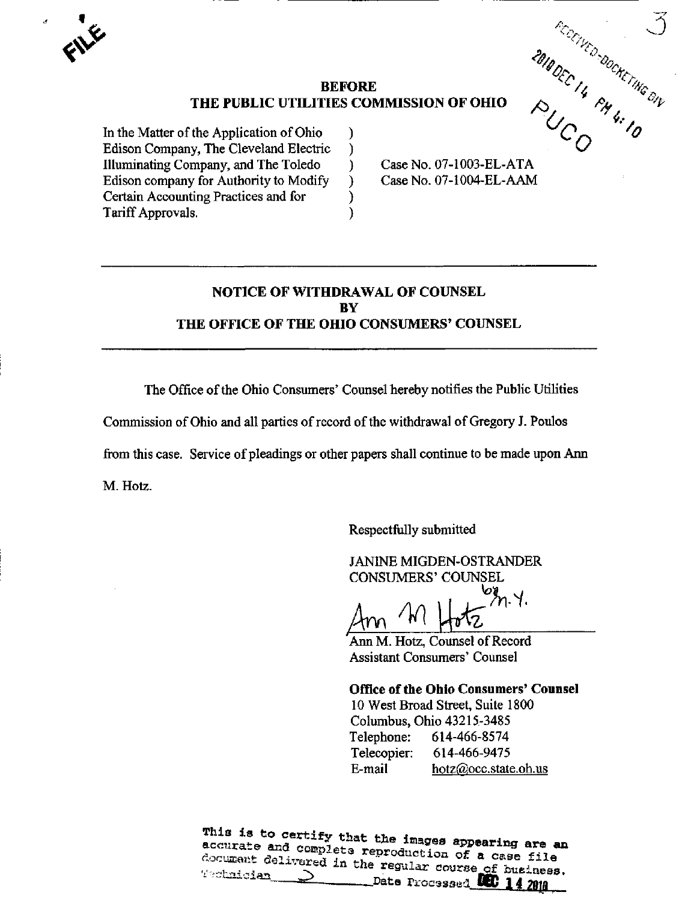FILE

RECEIVED-DOCKETING DIV

2010 DEC 14 PM 4:10

PUCO

**BEFORE**
**THE PUBLIC UTILITIES COMMISSION OF OHIO**

| | | |
|---|---|---|
| In the Matter of the Application of Ohio Edison Company, The Cleveland Electric Illuminating Company, and The Toledo Edison company for Authority to Modify Certain Accounting Practices and for Tariff Approvals. | ) | Case No. 07-1003-EL-ATA<br>Case No. 07-1004-EL-AAM |

**NOTICE OF WITHDRAWAL OF COUNSEL**
**BY**
**THE OFFICE OF THE OHIO CONSUMERS' COUNSEL**

The Office of the Ohio Consumers' Counsel hereby notifies the Public Utilities Commission of Ohio and all parties of record of the withdrawal of Gregory J. Poulos from this case. Service of pleadings or other papers shall continue to be made upon Ann M. Hotz.

Respectfully submitted

JANINE MIGDEN-OSTRANDER
CONSUMERS' COUNSEL

Ann M Hotz by M.Y.

Ann M. Hotz, Counsel of Record
Assistant Consumers' Counsel

**Office of the Ohio Consumers' Counsel**
10 West Broad Street, Suite 1800
Columbus, Ohio 43215-3485
Telephone: 614-466-8574
Telecopier: 614-466-9475
E-mail hotz@occ.state.oh.us

This is to certify that the images appearing are an accurate and complete reproduction of a case file document delivered in the regular course of business.
Technician ___ Date Processed DEC 14 2010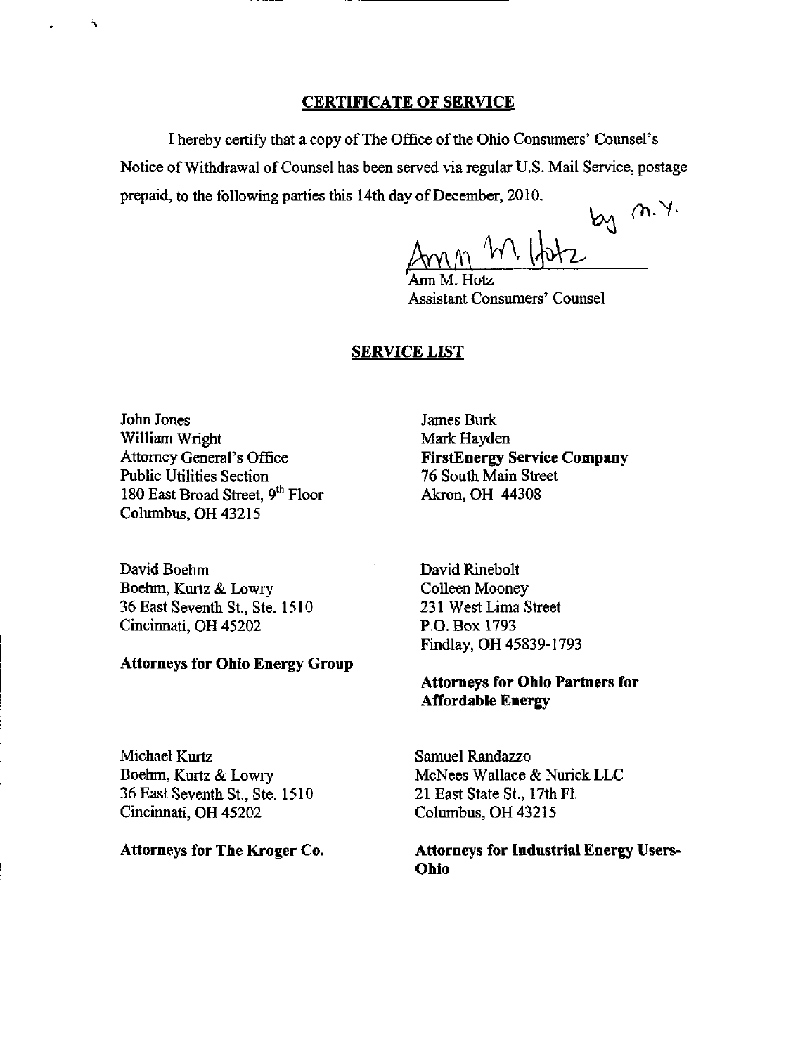## CERTIFICATE OF SERVICE

I hereby certify that a copy of The Office of the Ohio Consumers' Counsel's Notice of Withdrawal of Counsel has been served via regular U.S. Mail Service, postage prepaid, to the following parties this 14th day of December, 2010.

Ann M. Hotz by m.y.

Ann M. Hotz
Assistant Consumers' Counsel

## SERVICE LIST

John Jones
William Wright
Attorney General's Office
Public Utilities Section
180 East Broad Street, 9th Floor
Columbus, OH 43215

James Burk
Mark Hayden
**FirstEnergy Service Company**
76 South Main Street
Akron, OH 44308

David Boehm
Boehm, Kurtz & Lowry
36 East Seventh St., Ste. 1510
Cincinnati, OH 45202

**Attorneys for Ohio Energy Group**

David Rinebolt
Colleen Mooney
231 West Lima Street
P.O. Box 1793
Findlay, OH 45839-1793

**Attorneys for Ohio Partners for Affordable Energy**

Michael Kurtz
Boehm, Kurtz & Lowry
36 East Seventh St., Ste. 1510
Cincinnati, OH 45202

**Attorneys for The Kroger Co.**

Samuel Randazzo
McNees Wallace & Nurick LLC
21 East State St., 17th Fl.
Columbus, OH 43215

**Attorneys for Industrial Energy Users-Ohio**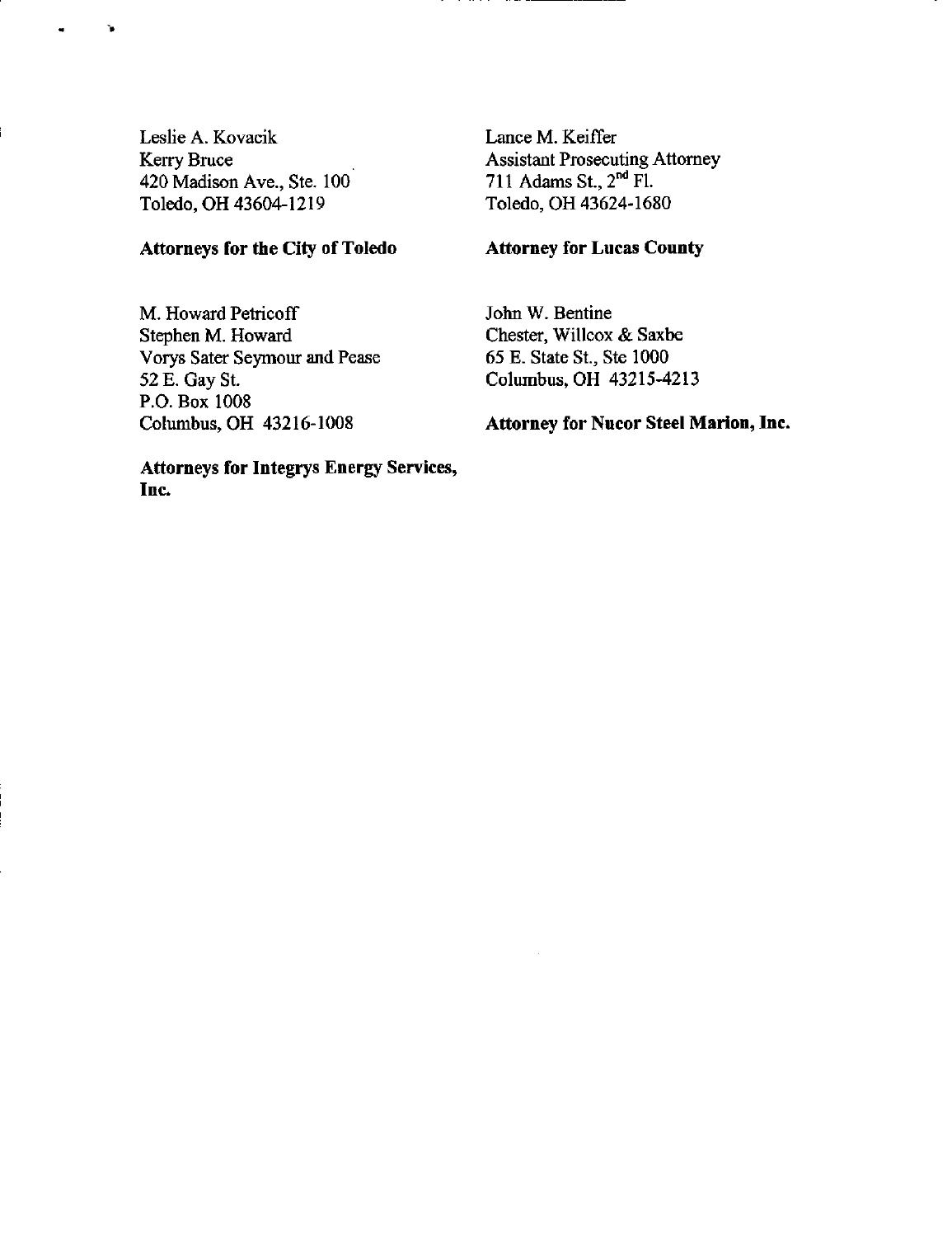Leslie A. Kovacik
Kerry Bruce
420 Madison Ave., Ste. 100
Toledo, OH 43604-1219

**Attorneys for the City of Toledo**

Lance M. Keiffer
Assistant Prosecuting Attorney
711 Adams St., 2nd Fl.
Toledo, OH 43624-1680

**Attorney for Lucas County**

M. Howard Petricoff
Stephen M. Howard
Vorys Sater Seymour and Pease
52 E. Gay St.
P.O. Box 1008
Columbus, OH 43216-1008

**Attorneys for Integrys Energy Services, Inc.**

John W. Bentine
Chester, Willcox & Saxbe
65 E. State St., Ste 1000
Columbus, OH 43215-4213

**Attorney for Nucor Steel Marion, Inc.**